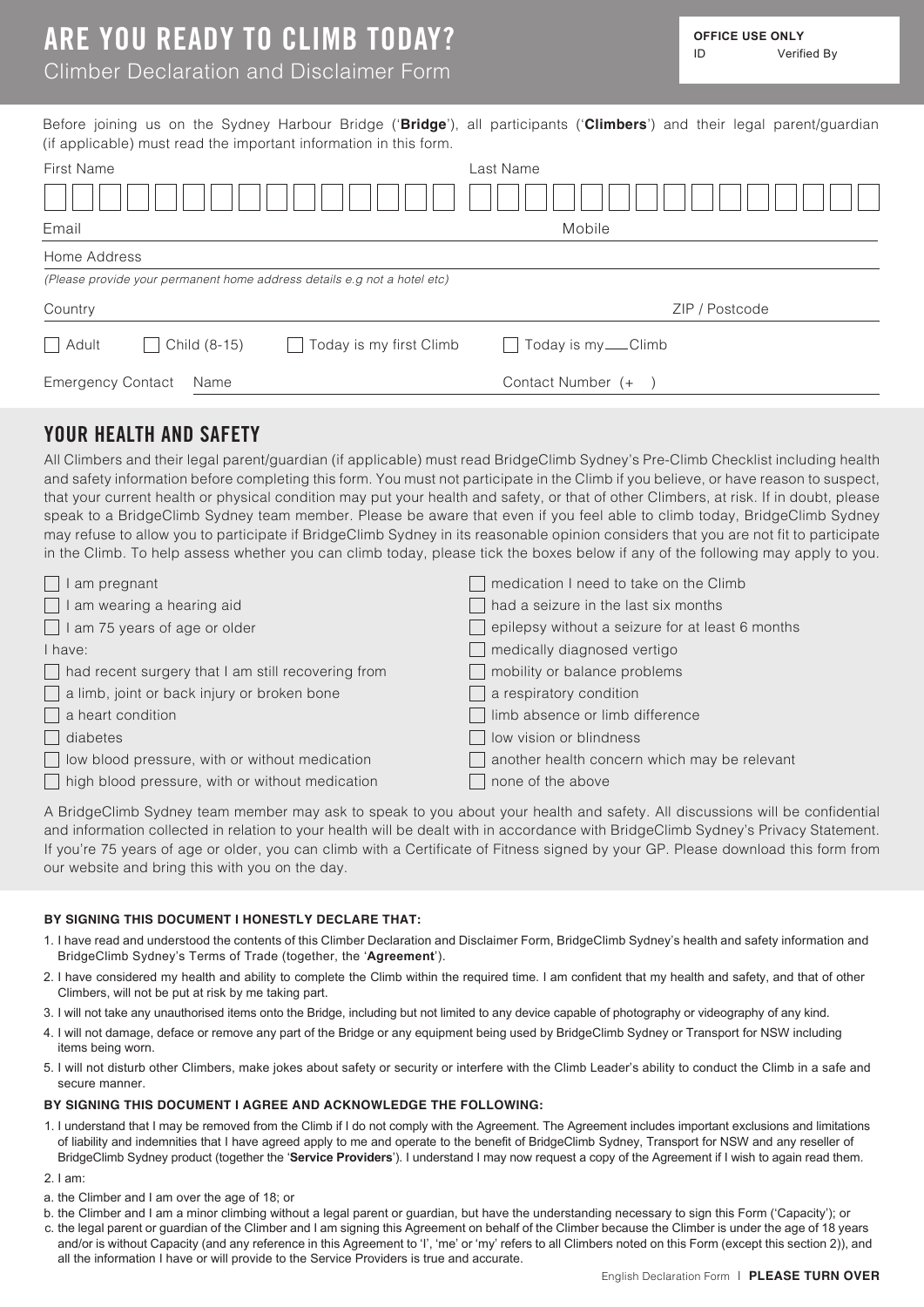# ARE YOU READY TO CLIMB TODAY?

Climber Declaration and Disclaimer Form

**OFFICE USE ONLY**
ID Verified By

Before joining us on the Sydney Harbour Bridge ('**Bridge**'), all participants ('**Climbers**') and their legal parent/guardian (if applicable) must read the important information in this form.

First Name | Last Name

Email | Mobile

Home Address

*(Please provide your permanent home address details e.g not a hotel etc)*

Country | ZIP / Postcode

☐ Adult ☐ Child (8-15) ☐ Today is my first Climb ☐ Today is my \_\_\_Climb

Emergency Contact Name | Contact Number (+ )

## YOUR HEALTH AND SAFETY

All Climbers and their legal parent/guardian (if applicable) must read BridgeClimb Sydney's Pre-Climb Checklist including health and safety information before completing this form. You must not participate in the Climb if you believe, or have reason to suspect, that your current health or physical condition may put your health and safety, or that of other Climbers, at risk. If in doubt, please speak to a BridgeClimb Sydney team member. Please be aware that even if you feel able to climb today, BridgeClimb Sydney may refuse to allow you to participate if BridgeClimb Sydney in its reasonable opinion considers that you are not fit to participate in the Climb. To help assess whether you can climb today, please tick the boxes below if any of the following may apply to you.

- ☐ I am pregnant
- ☐ I am wearing a hearing aid
- ☐ I am 75 years of age or older

I have:

- ☐ had recent surgery that I am still recovering from
- ☐ a limb, joint or back injury or broken bone
- ☐ a heart condition
- ☐ diabetes
- ☐ low blood pressure, with or without medication
- ☐ high blood pressure, with or without medication
- ☐ medication I need to take on the Climb
- ☐ had a seizure in the last six months
- ☐ epilepsy without a seizure for at least 6 months
- ☐ medically diagnosed vertigo
- ☐ mobility or balance problems
- ☐ a respiratory condition
- ☐ limb absence or limb difference
- ☐ low vision or blindness
- ☐ another health concern which may be relevant
- ☐ none of the above

A BridgeClimb Sydney team member may ask to speak to you about your health and safety. All discussions will be confidential and information collected in relation to your health will be dealt with in accordance with BridgeClimb Sydney's Privacy Statement. If you're 75 years of age or older, you can climb with a Certificate of Fitness signed by your GP. Please download this form from our website and bring this with you on the day.

**BY SIGNING THIS DOCUMENT I HONESTLY DECLARE THAT:**

1. I have read and understood the contents of this Climber Declaration and Disclaimer Form, BridgeClimb Sydney's health and safety information and BridgeClimb Sydney's Terms of Trade (together, the '**Agreement**').
2. I have considered my health and ability to complete the Climb within the required time. I am confident that my health and safety, and that of other Climbers, will not be put at risk by me taking part.
3. I will not take any unauthorised items onto the Bridge, including but not limited to any device capable of photography or videography of any kind.
4. I will not damage, deface or remove any part of the Bridge or any equipment being used by BridgeClimb Sydney or Transport for NSW including items being worn.
5. I will not disturb other Climbers, make jokes about safety or security or interfere with the Climb Leader's ability to conduct the Climb in a safe and secure manner.

**BY SIGNING THIS DOCUMENT I AGREE AND ACKNOWLEDGE THE FOLLOWING:**

1. I understand that I may be removed from the Climb if I do not comply with the Agreement. The Agreement includes important exclusions and limitations of liability and indemnities that I have agreed apply to me and operate to the benefit of BridgeClimb Sydney, Transport for NSW and any reseller of BridgeClimb Sydney product (together the '**Service Providers**'). I understand I may now request a copy of the Agreement if I wish to again read them.
2. I am:

a. the Climber and I am over the age of 18; or

b. the Climber and I am a minor climbing without a legal parent or guardian, but have the understanding necessary to sign this Form ('Capacity'); or

c. the legal parent or guardian of the Climber and I am signing this Agreement on behalf of the Climber because the Climber is under the age of 18 years and/or is without Capacity (and any reference in this Agreement to 'I', 'me' or 'my' refers to all Climbers noted on this Form (except this section 2)), and all the information I have or will provide to the Service Providers is true and accurate.

English Declaration Form | **PLEASE TURN OVER**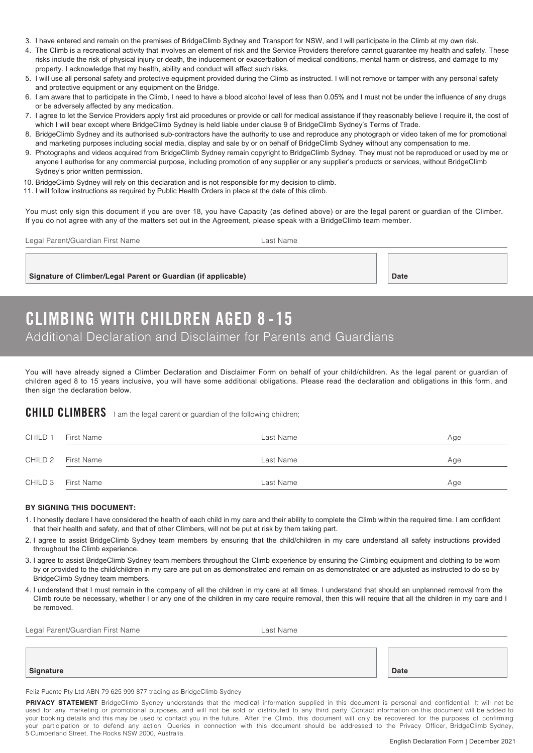3. I have entered and remain on the premises of BridgeClimb Sydney and Transport for NSW, and I will participate in the Climb at my own risk.
4. The Climb is a recreational activity that involves an element of risk and the Service Providers therefore cannot guarantee my health and safety. These risks include the risk of physical injury or death, the inducement or exacerbation of medical conditions, mental harm or distress, and damage to my property. I acknowledge that my health, ability and conduct will affect such risks.
5. I will use all personal safety and protective equipment provided during the Climb as instructed. I will not remove or tamper with any personal safety and protective equipment or any equipment on the Bridge.
6. I am aware that to participate in the Climb, I need to have a blood alcohol level of less than 0.05% and I must not be under the influence of any drugs or be adversely affected by any medication.
7. I agree to let the Service Providers apply first aid procedures or provide or call for medical assistance if they reasonably believe I require it, the cost of which I will bear except where BridgeClimb Sydney is held liable under clause 9 of BridgeClimb Sydney's Terms of Trade.
8. BridgeClimb Sydney and its authorised sub-contractors have the authority to use and reproduce any photograph or video taken of me for promotional and marketing purposes including social media, display and sale by or on behalf of BridgeClimb Sydney without any compensation to me.
9. Photographs and videos acquired from BridgeClimb Sydney remain copyright to BridgeClimb Sydney. They must not be reproduced or used by me or anyone I authorise for any commercial purpose, including promotion of any supplier or any supplier's products or services, without BridgeClimb Sydney's prior written permission.
10. BridgeClimb Sydney will rely on this declaration and is not responsible for my decision to climb.
11. I will follow instructions as required by Public Health Orders in place at the date of this climb.

You must only sign this document if you are over 18, you have Capacity (as defined above) or are the legal parent or guardian of the Climber. If you do not agree with any of the matters set out in the Agreement, please speak with a BridgeClimb team member.

Legal Parent/Guardian First Name ____________________ Last Name ____________________

**Signature of Climber/Legal Parent or Guardian (if applicable)** ____________________ **Date** __________

# CLIMBING WITH CHILDREN AGED 8 - 15

## Additional Declaration and Disclaimer for Parents and Guardians

You will have already signed a Climber Declaration and Disclaimer Form on behalf of your child/children. As the legal parent or guardian of children aged 8 to 15 years inclusive, you will have some additional obligations. Please read the declaration and obligations in this form, and then sign the declaration below.

## CHILD CLIMBERS

I am the legal parent or guardian of the following children;

| | | | |
|---|---|---|---|
| CHILD 1 | First Name | Last Name | Age |
| CHILD 2 | First Name | Last Name | Age |
| CHILD 3 | First Name | Last Name | Age |

**BY SIGNING THIS DOCUMENT:**

1. I honestly declare I have considered the health of each child in my care and their ability to complete the Climb within the required time. I am confident that their health and safety, and that of other Climbers, will not be put at risk by them taking part.
2. I agree to assist BridgeClimb Sydney team members by ensuring that the child/children in my care understand all safety instructions provided throughout the Climb experience.
3. I agree to assist BridgeClimb Sydney team members throughout the Climb experience by ensuring the Climbing equipment and clothing to be worn by or provided to the child/children in my care are put on as demonstrated and remain on as demonstrated or are adjusted as instructed to do so by BridgeClimb Sydney team members.
4. I understand that I must remain in the company of all the children in my care at all times. I understand that should an unplanned removal from the Climb route be necessary, whether I or any one of the children in my care require removal, then this will require that all the children in my care and I be removed.

Legal Parent/Guardian First Name ____________________ Last Name ____________________

**Signature** ____________________ **Date** __________

Feliz Puente Pty Ltd ABN 79 625 999 877 trading as BridgeClimb Sydney

**PRIVACY STATEMENT** BridgeClimb Sydney understands that the medical information supplied in this document is personal and confidential. It will not be used for any marketing or promotional purposes, and will not be sold or distributed to any third party. Contact information on this document will be added to your booking details and this may be used to contact you in the future. After the Climb, this document will only be recovered for the purposes of confirming your participation or to defend any action. Queries in connection with this document should be addressed to the Privacy Officer, BridgeClimb Sydney, 5 Cumberland Street, The Rocks NSW 2000, Australia.

English Declaration Form | December 2021